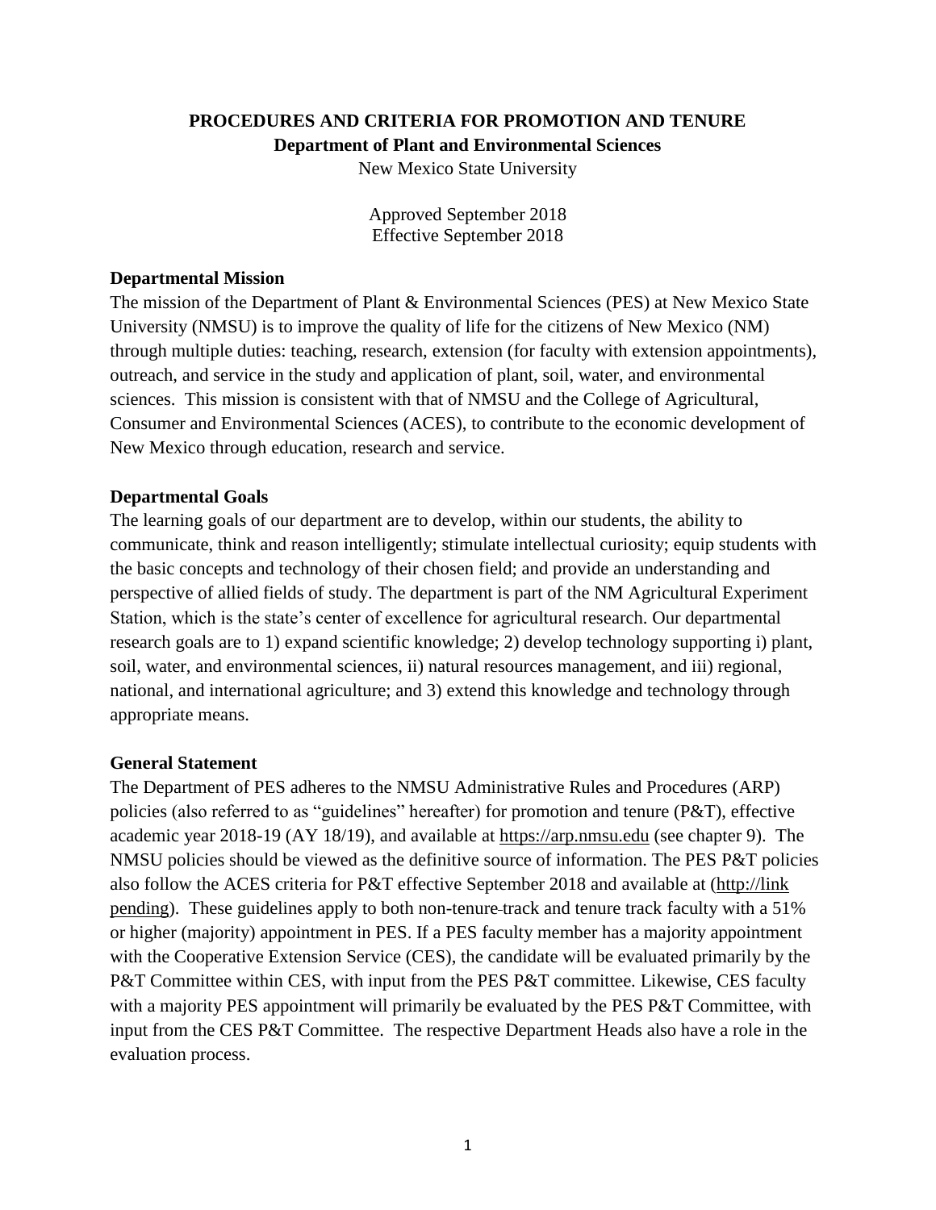# PROCEDURES AND CRITERIA FOR PROMOTION AND TENURE

**Department of Plant and Environmental Sciences**

New Mexico State University

Approved September 2018
Effective September 2018

## Departmental Mission

The mission of the Department of Plant & Environmental Sciences (PES) at New Mexico State University (NMSU) is to improve the quality of life for the citizens of New Mexico (NM) through multiple duties: teaching, research, extension (for faculty with extension appointments), outreach, and service in the study and application of plant, soil, water, and environmental sciences. This mission is consistent with that of NMSU and the College of Agricultural, Consumer and Environmental Sciences (ACES), to contribute to the economic development of New Mexico through education, research and service.

## Departmental Goals

The learning goals of our department are to develop, within our students, the ability to communicate, think and reason intelligently; stimulate intellectual curiosity; equip students with the basic concepts and technology of their chosen field; and provide an understanding and perspective of allied fields of study. The department is part of the NM Agricultural Experiment Station, which is the state's center of excellence for agricultural research. Our departmental research goals are to 1) expand scientific knowledge; 2) develop technology supporting i) plant, soil, water, and environmental sciences, ii) natural resources management, and iii) regional, national, and international agriculture; and 3) extend this knowledge and technology through appropriate means.

## General Statement

The Department of PES adheres to the NMSU Administrative Rules and Procedures (ARP) policies (also referred to as "guidelines" hereafter) for promotion and tenure (P&T), effective academic year 2018-19 (AY 18/19), and available at https://arp.nmsu.edu (see chapter 9). The NMSU policies should be viewed as the definitive source of information. The PES P&T policies also follow the ACES criteria for P&T effective September 2018 and available at (http://link pending). These guidelines apply to both non-tenure-track and tenure track faculty with a 51% or higher (majority) appointment in PES. If a PES faculty member has a majority appointment with the Cooperative Extension Service (CES), the candidate will be evaluated primarily by the P&T Committee within CES, with input from the PES P&T committee. Likewise, CES faculty with a majority PES appointment will primarily be evaluated by the PES P&T Committee, with input from the CES P&T Committee. The respective Department Heads also have a role in the evaluation process.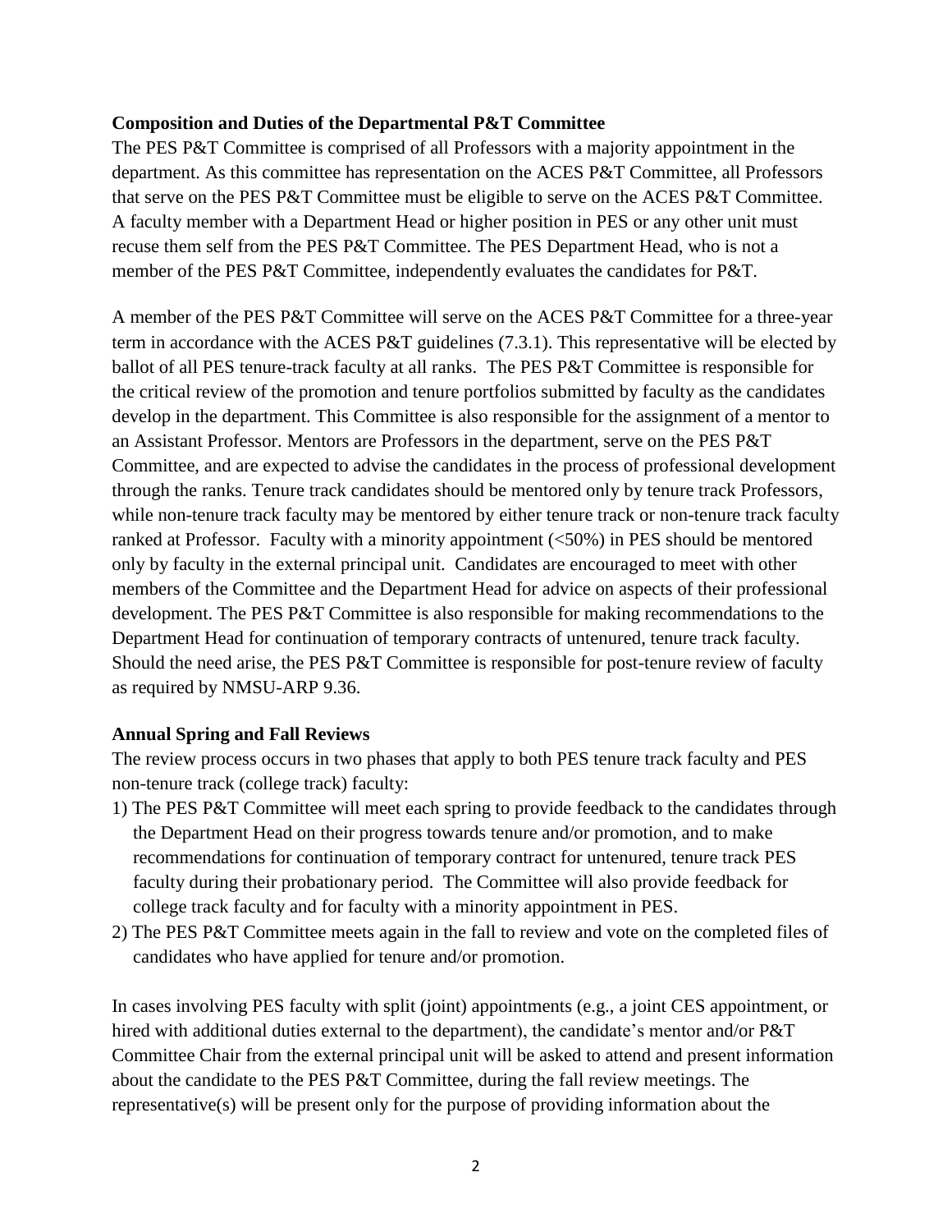**Composition and Duties of the Departmental P&T Committee**

The PES P&T Committee is comprised of all Professors with a majority appointment in the department. As this committee has representation on the ACES P&T Committee, all Professors that serve on the PES P&T Committee must be eligible to serve on the ACES P&T Committee. A faculty member with a Department Head or higher position in PES or any other unit must recuse them self from the PES P&T Committee. The PES Department Head, who is not a member of the PES P&T Committee, independently evaluates the candidates for P&T.

A member of the PES P&T Committee will serve on the ACES P&T Committee for a three-year term in accordance with the ACES P&T guidelines (7.3.1). This representative will be elected by ballot of all PES tenure-track faculty at all ranks. The PES P&T Committee is responsible for the critical review of the promotion and tenure portfolios submitted by faculty as the candidates develop in the department. This Committee is also responsible for the assignment of a mentor to an Assistant Professor. Mentors are Professors in the department, serve on the PES P&T Committee, and are expected to advise the candidates in the process of professional development through the ranks. Tenure track candidates should be mentored only by tenure track Professors, while non-tenure track faculty may be mentored by either tenure track or non-tenure track faculty ranked at Professor. Faculty with a minority appointment (<50%) in PES should be mentored only by faculty in the external principal unit. Candidates are encouraged to meet with other members of the Committee and the Department Head for advice on aspects of their professional development. The PES P&T Committee is also responsible for making recommendations to the Department Head for continuation of temporary contracts of untenured, tenure track faculty. Should the need arise, the PES P&T Committee is responsible for post-tenure review of faculty as required by NMSU-ARP 9.36.

**Annual Spring and Fall Reviews**

The review process occurs in two phases that apply to both PES tenure track faculty and PES non-tenure track (college track) faculty:

1) The PES P&T Committee will meet each spring to provide feedback to the candidates through the Department Head on their progress towards tenure and/or promotion, and to make recommendations for continuation of temporary contract for untenured, tenure track PES faculty during their probationary period. The Committee will also provide feedback for college track faculty and for faculty with a minority appointment in PES.
2) The PES P&T Committee meets again in the fall to review and vote on the completed files of candidates who have applied for tenure and/or promotion.

In cases involving PES faculty with split (joint) appointments (e.g., a joint CES appointment, or hired with additional duties external to the department), the candidate's mentor and/or P&T Committee Chair from the external principal unit will be asked to attend and present information about the candidate to the PES P&T Committee, during the fall review meetings. The representative(s) will be present only for the purpose of providing information about the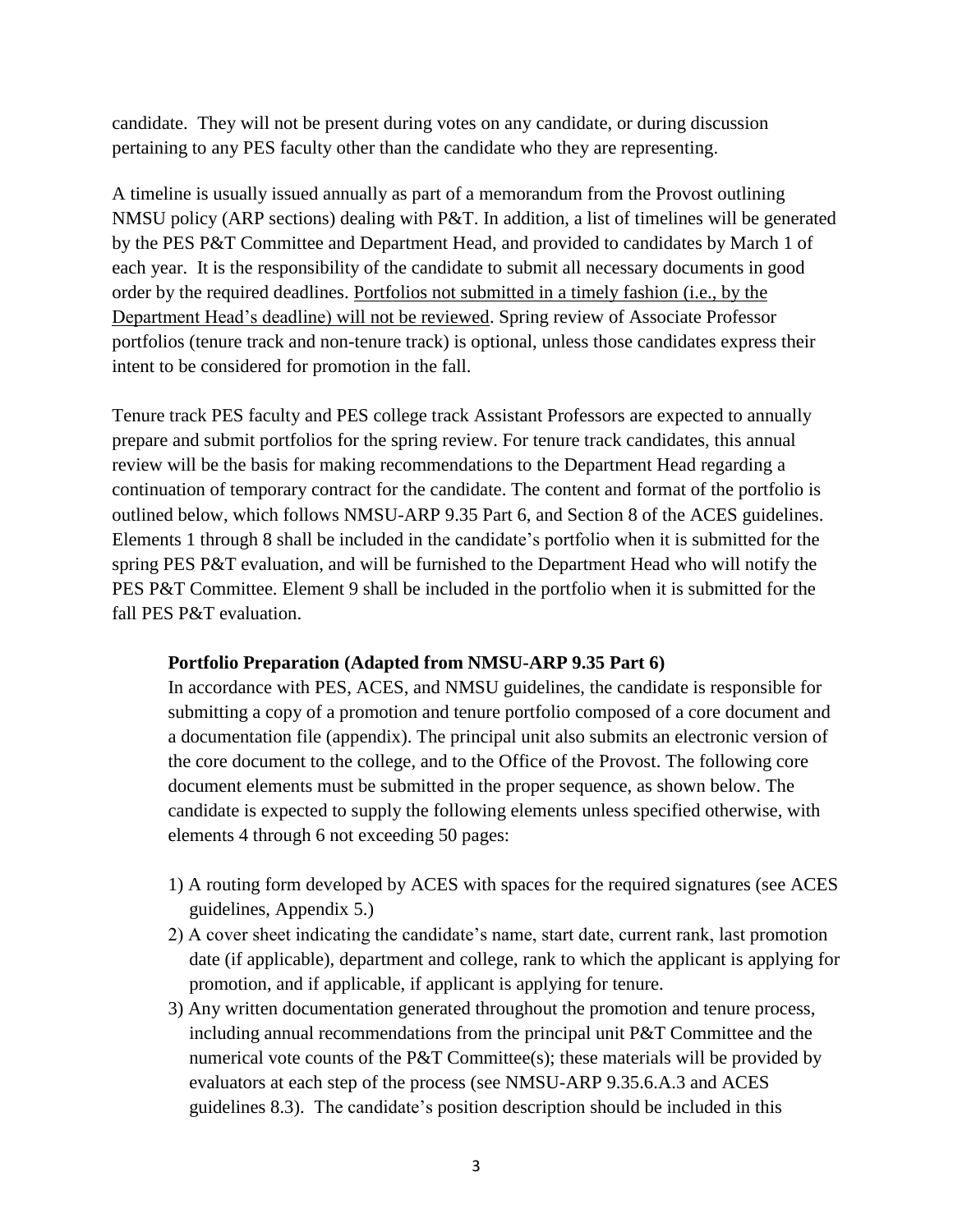candidate. They will not be present during votes on any candidate, or during discussion pertaining to any PES faculty other than the candidate who they are representing.

A timeline is usually issued annually as part of a memorandum from the Provost outlining NMSU policy (ARP sections) dealing with P&T. In addition, a list of timelines will be generated by the PES P&T Committee and Department Head, and provided to candidates by March 1 of each year. It is the responsibility of the candidate to submit all necessary documents in good order by the required deadlines. <u>Portfolios not submitted in a timely fashion (i.e., by the Department Head's deadline) will not be reviewed</u>. Spring review of Associate Professor portfolios (tenure track and non-tenure track) is optional, unless those candidates express their intent to be considered for promotion in the fall.

Tenure track PES faculty and PES college track Assistant Professors are expected to annually prepare and submit portfolios for the spring review. For tenure track candidates, this annual review will be the basis for making recommendations to the Department Head regarding a continuation of temporary contract for the candidate. The content and format of the portfolio is outlined below, which follows NMSU-ARP 9.35 Part 6, and Section 8 of the ACES guidelines. Elements 1 through 8 shall be included in the candidate's portfolio when it is submitted for the spring PES P&T evaluation, and will be furnished to the Department Head who will notify the PES P&T Committee. Element 9 shall be included in the portfolio when it is submitted for the fall PES P&T evaluation.

**Portfolio Preparation (Adapted from NMSU-ARP 9.35 Part 6)**

In accordance with PES, ACES, and NMSU guidelines, the candidate is responsible for submitting a copy of a promotion and tenure portfolio composed of a core document and a documentation file (appendix). The principal unit also submits an electronic version of the core document to the college, and to the Office of the Provost. The following core document elements must be submitted in the proper sequence, as shown below. The candidate is expected to supply the following elements unless specified otherwise, with elements 4 through 6 not exceeding 50 pages:

1) A routing form developed by ACES with spaces for the required signatures (see ACES guidelines, Appendix 5.)
2) A cover sheet indicating the candidate's name, start date, current rank, last promotion date (if applicable), department and college, rank to which the applicant is applying for promotion, and if applicable, if applicant is applying for tenure.
3) Any written documentation generated throughout the promotion and tenure process, including annual recommendations from the principal unit P&T Committee and the numerical vote counts of the P&T Committee(s); these materials will be provided by evaluators at each step of the process (see NMSU-ARP 9.35.6.A.3 and ACES guidelines 8.3). The candidate's position description should be included in this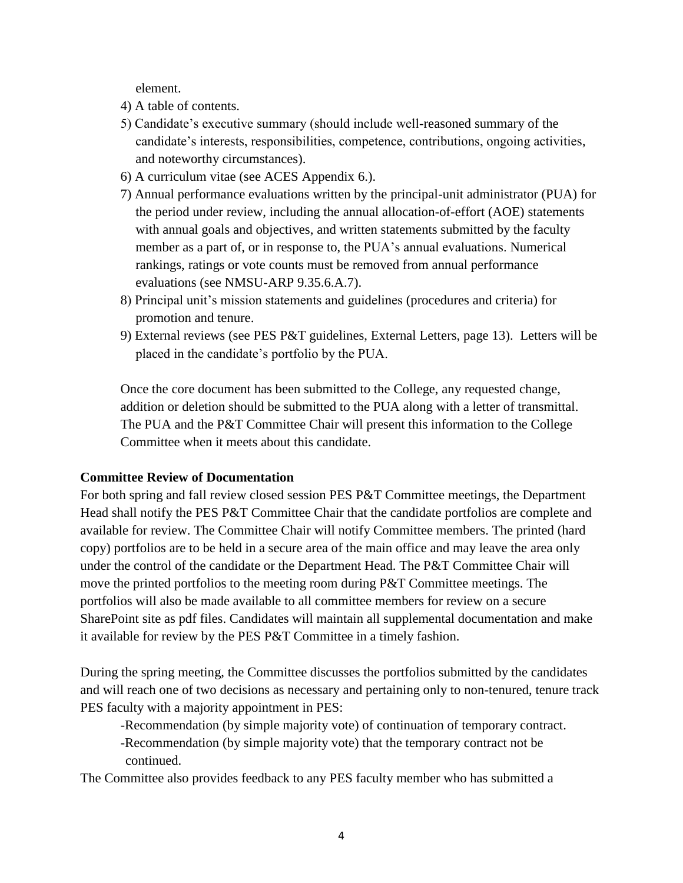element.

4) A table of contents.
5) Candidate's executive summary (should include well-reasoned summary of the candidate's interests, responsibilities, competence, contributions, ongoing activities, and noteworthy circumstances).
6) A curriculum vitae (see ACES Appendix 6.).
7) Annual performance evaluations written by the principal-unit administrator (PUA) for the period under review, including the annual allocation-of-effort (AOE) statements with annual goals and objectives, and written statements submitted by the faculty member as a part of, or in response to, the PUA's annual evaluations. Numerical rankings, ratings or vote counts must be removed from annual performance evaluations (see NMSU-ARP 9.35.6.A.7).
8) Principal unit's mission statements and guidelines (procedures and criteria) for promotion and tenure.
9) External reviews (see PES P&T guidelines, External Letters, page 13). Letters will be placed in the candidate's portfolio by the PUA.

Once the core document has been submitted to the College, any requested change, addition or deletion should be submitted to the PUA along with a letter of transmittal. The PUA and the P&T Committee Chair will present this information to the College Committee when it meets about this candidate.

**Committee Review of Documentation**

For both spring and fall review closed session PES P&T Committee meetings, the Department Head shall notify the PES P&T Committee Chair that the candidate portfolios are complete and available for review. The Committee Chair will notify Committee members. The printed (hard copy) portfolios are to be held in a secure area of the main office and may leave the area only under the control of the candidate or the Department Head. The P&T Committee Chair will move the printed portfolios to the meeting room during P&T Committee meetings. The portfolios will also be made available to all committee members for review on a secure SharePoint site as pdf files. Candidates will maintain all supplemental documentation and make it available for review by the PES P&T Committee in a timely fashion.

During the spring meeting, the Committee discusses the portfolios submitted by the candidates and will reach one of two decisions as necessary and pertaining only to non-tenured, tenure track PES faculty with a majority appointment in PES:

- -Recommendation (by simple majority vote) of continuation of temporary contract.
- -Recommendation (by simple majority vote) that the temporary contract not be continued.

The Committee also provides feedback to any PES faculty member who has submitted a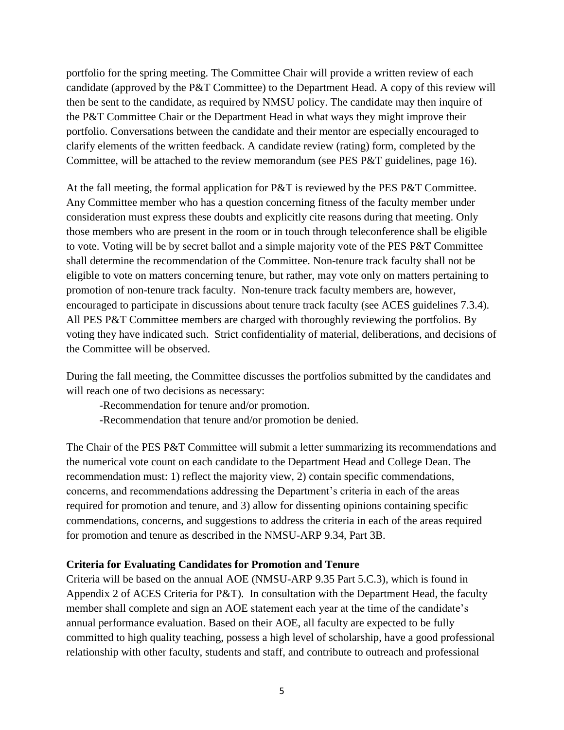portfolio for the spring meeting. The Committee Chair will provide a written review of each candidate (approved by the P&T Committee) to the Department Head. A copy of this review will then be sent to the candidate, as required by NMSU policy. The candidate may then inquire of the P&T Committee Chair or the Department Head in what ways they might improve their portfolio. Conversations between the candidate and their mentor are especially encouraged to clarify elements of the written feedback. A candidate review (rating) form, completed by the Committee, will be attached to the review memorandum (see PES P&T guidelines, page 16).

At the fall meeting, the formal application for P&T is reviewed by the PES P&T Committee. Any Committee member who has a question concerning fitness of the faculty member under consideration must express these doubts and explicitly cite reasons during that meeting. Only those members who are present in the room or in touch through teleconference shall be eligible to vote. Voting will be by secret ballot and a simple majority vote of the PES P&T Committee shall determine the recommendation of the Committee. Non-tenure track faculty shall not be eligible to vote on matters concerning tenure, but rather, may vote only on matters pertaining to promotion of non-tenure track faculty. Non-tenure track faculty members are, however, encouraged to participate in discussions about tenure track faculty (see ACES guidelines 7.3.4). All PES P&T Committee members are charged with thoroughly reviewing the portfolios. By voting they have indicated such. Strict confidentiality of material, deliberations, and decisions of the Committee will be observed.

During the fall meeting, the Committee discusses the portfolios submitted by the candidates and will reach one of two decisions as necessary:

-Recommendation for tenure and/or promotion.

-Recommendation that tenure and/or promotion be denied.

The Chair of the PES P&T Committee will submit a letter summarizing its recommendations and the numerical vote count on each candidate to the Department Head and College Dean. The recommendation must: 1) reflect the majority view, 2) contain specific commendations, concerns, and recommendations addressing the Department's criteria in each of the areas required for promotion and tenure, and 3) allow for dissenting opinions containing specific commendations, concerns, and suggestions to address the criteria in each of the areas required for promotion and tenure as described in the NMSU-ARP 9.34, Part 3B.

**Criteria for Evaluating Candidates for Promotion and Tenure**

Criteria will be based on the annual AOE (NMSU-ARP 9.35 Part 5.C.3), which is found in Appendix 2 of ACES Criteria for P&T). In consultation with the Department Head, the faculty member shall complete and sign an AOE statement each year at the time of the candidate's annual performance evaluation. Based on their AOE, all faculty are expected to be fully committed to high quality teaching, possess a high level of scholarship, have a good professional relationship with other faculty, students and staff, and contribute to outreach and professional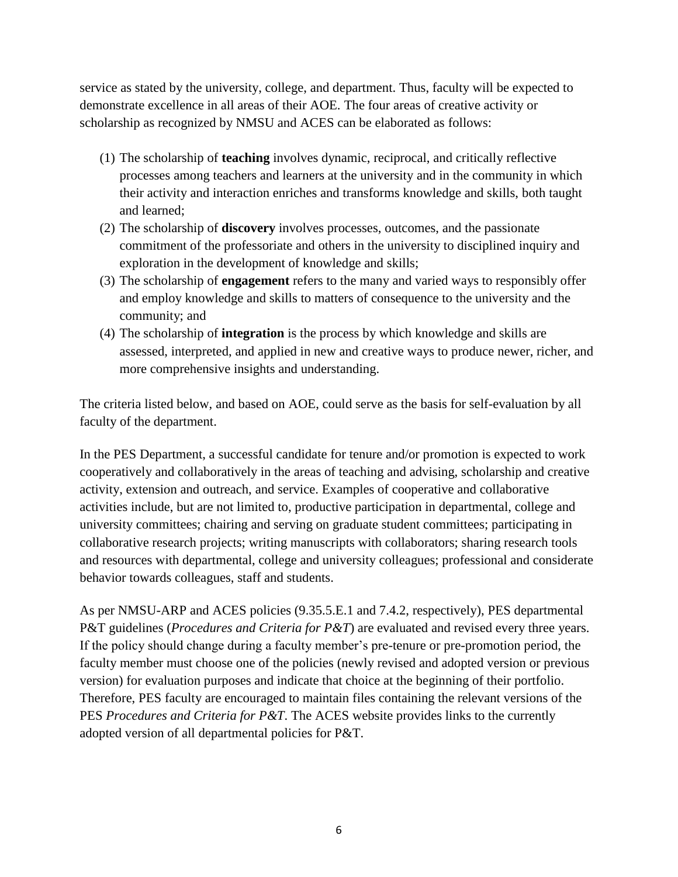service as stated by the university, college, and department. Thus, faculty will be expected to demonstrate excellence in all areas of their AOE. The four areas of creative activity or scholarship as recognized by NMSU and ACES can be elaborated as follows:

(1) The scholarship of **teaching** involves dynamic, reciprocal, and critically reflective processes among teachers and learners at the university and in the community in which their activity and interaction enriches and transforms knowledge and skills, both taught and learned;

(2) The scholarship of **discovery** involves processes, outcomes, and the passionate commitment of the professoriate and others in the university to disciplined inquiry and exploration in the development of knowledge and skills;

(3) The scholarship of **engagement** refers to the many and varied ways to responsibly offer and employ knowledge and skills to matters of consequence to the university and the community; and

(4) The scholarship of **integration** is the process by which knowledge and skills are assessed, interpreted, and applied in new and creative ways to produce newer, richer, and more comprehensive insights and understanding.

The criteria listed below, and based on AOE, could serve as the basis for self-evaluation by all faculty of the department.

In the PES Department, a successful candidate for tenure and/or promotion is expected to work cooperatively and collaboratively in the areas of teaching and advising, scholarship and creative activity, extension and outreach, and service. Examples of cooperative and collaborative activities include, but are not limited to, productive participation in departmental, college and university committees; chairing and serving on graduate student committees; participating in collaborative research projects; writing manuscripts with collaborators; sharing research tools and resources with departmental, college and university colleagues; professional and considerate behavior towards colleagues, staff and students.

As per NMSU-ARP and ACES policies (9.35.5.E.1 and 7.4.2, respectively), PES departmental P&T guidelines (*Procedures and Criteria for P&T*) are evaluated and revised every three years. If the policy should change during a faculty member's pre-tenure or pre-promotion period, the faculty member must choose one of the policies (newly revised and adopted version or previous version) for evaluation purposes and indicate that choice at the beginning of their portfolio. Therefore, PES faculty are encouraged to maintain files containing the relevant versions of the PES *Procedures and Criteria for P&T*. The ACES website provides links to the currently adopted version of all departmental policies for P&T.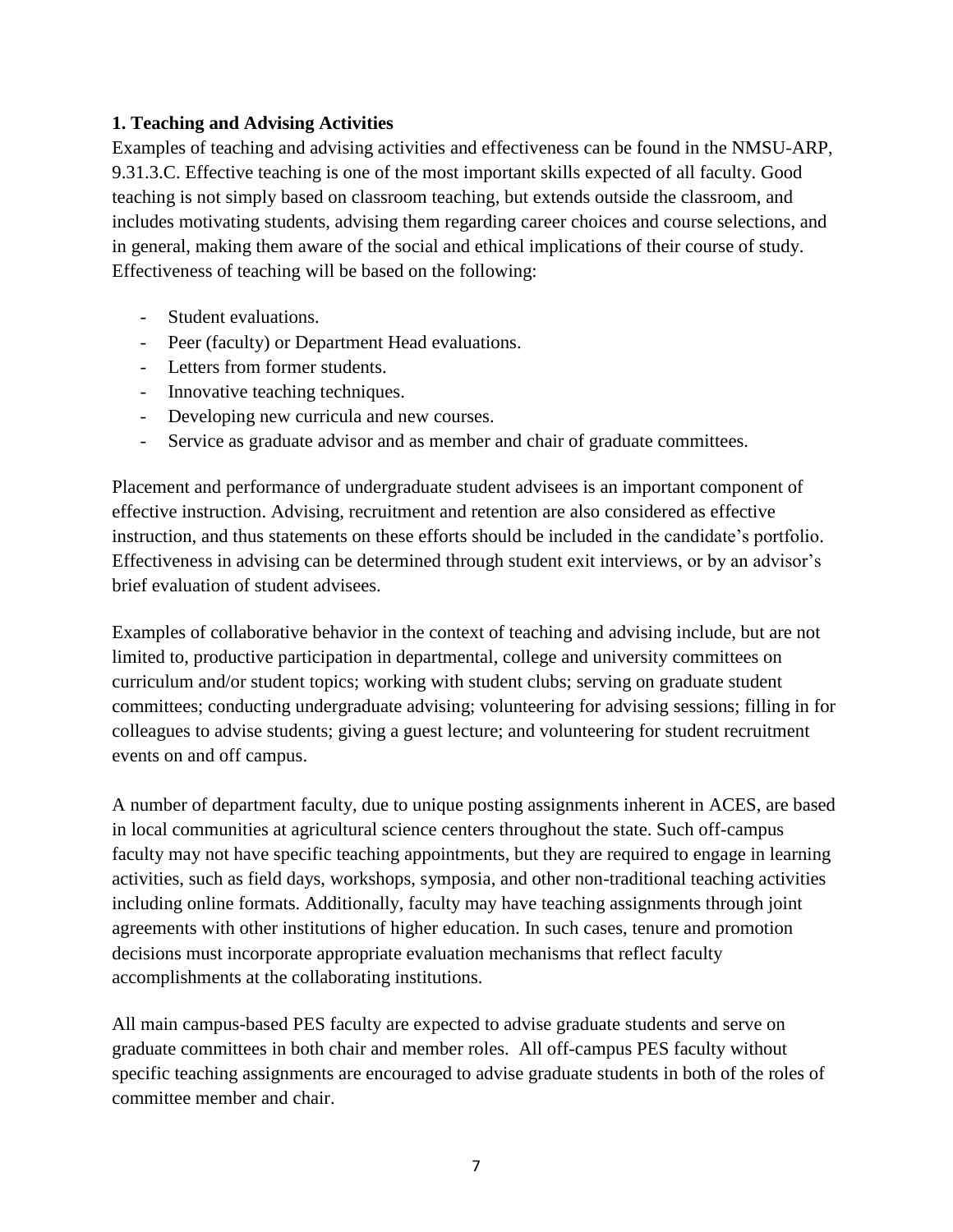**1. Teaching and Advising Activities**

Examples of teaching and advising activities and effectiveness can be found in the NMSU-ARP, 9.31.3.C. Effective teaching is one of the most important skills expected of all faculty. Good teaching is not simply based on classroom teaching, but extends outside the classroom, and includes motivating students, advising them regarding career choices and course selections, and in general, making them aware of the social and ethical implications of their course of study. Effectiveness of teaching will be based on the following:

- Student evaluations.
- Peer (faculty) or Department Head evaluations.
- Letters from former students.
- Innovative teaching techniques.
- Developing new curricula and new courses.
- Service as graduate advisor and as member and chair of graduate committees.

Placement and performance of undergraduate student advisees is an important component of effective instruction. Advising, recruitment and retention are also considered as effective instruction, and thus statements on these efforts should be included in the candidate's portfolio. Effectiveness in advising can be determined through student exit interviews, or by an advisor's brief evaluation of student advisees.

Examples of collaborative behavior in the context of teaching and advising include, but are not limited to, productive participation in departmental, college and university committees on curriculum and/or student topics; working with student clubs; serving on graduate student committees; conducting undergraduate advising; volunteering for advising sessions; filling in for colleagues to advise students; giving a guest lecture; and volunteering for student recruitment events on and off campus.

A number of department faculty, due to unique posting assignments inherent in ACES, are based in local communities at agricultural science centers throughout the state. Such off-campus faculty may not have specific teaching appointments, but they are required to engage in learning activities, such as field days, workshops, symposia, and other non-traditional teaching activities including online formats. Additionally, faculty may have teaching assignments through joint agreements with other institutions of higher education. In such cases, tenure and promotion decisions must incorporate appropriate evaluation mechanisms that reflect faculty accomplishments at the collaborating institutions.

All main campus-based PES faculty are expected to advise graduate students and serve on graduate committees in both chair and member roles. All off-campus PES faculty without specific teaching assignments are encouraged to advise graduate students in both of the roles of committee member and chair.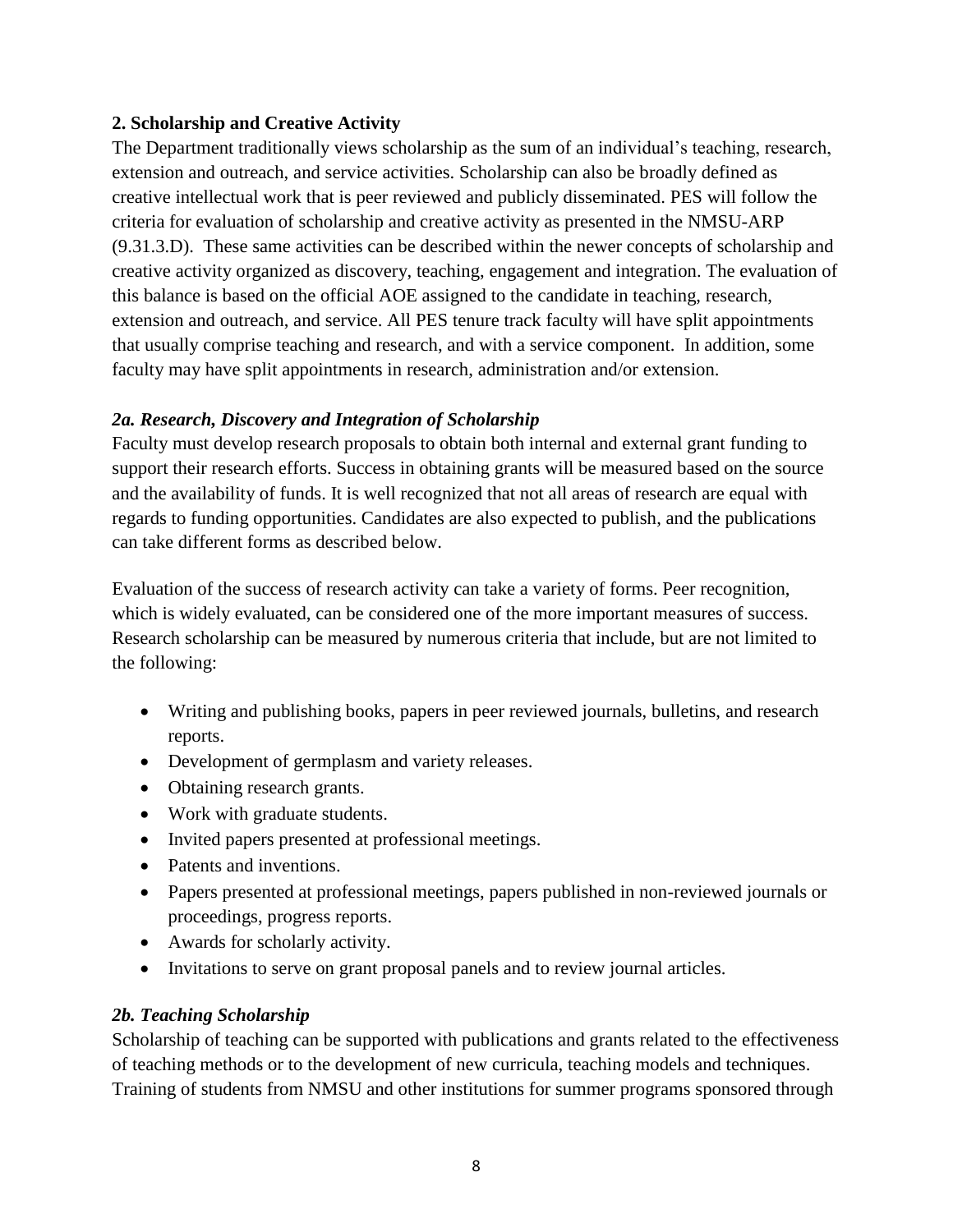**2. Scholarship and Creative Activity**

The Department traditionally views scholarship as the sum of an individual's teaching, research, extension and outreach, and service activities. Scholarship can also be broadly defined as creative intellectual work that is peer reviewed and publicly disseminated. PES will follow the criteria for evaluation of scholarship and creative activity as presented in the NMSU-ARP (9.31.3.D). These same activities can be described within the newer concepts of scholarship and creative activity organized as discovery, teaching, engagement and integration. The evaluation of this balance is based on the official AOE assigned to the candidate in teaching, research, extension and outreach, and service. All PES tenure track faculty will have split appointments that usually comprise teaching and research, and with a service component. In addition, some faculty may have split appointments in research, administration and/or extension.

***2a. Research, Discovery and Integration of Scholarship***

Faculty must develop research proposals to obtain both internal and external grant funding to support their research efforts. Success in obtaining grants will be measured based on the source and the availability of funds. It is well recognized that not all areas of research are equal with regards to funding opportunities. Candidates are also expected to publish, and the publications can take different forms as described below.

Evaluation of the success of research activity can take a variety of forms. Peer recognition, which is widely evaluated, can be considered one of the more important measures of success. Research scholarship can be measured by numerous criteria that include, but are not limited to the following:

- Writing and publishing books, papers in peer reviewed journals, bulletins, and research reports.
- Development of germplasm and variety releases.
- Obtaining research grants.
- Work with graduate students.
- Invited papers presented at professional meetings.
- Patents and inventions.
- Papers presented at professional meetings, papers published in non-reviewed journals or proceedings, progress reports.
- Awards for scholarly activity.
- Invitations to serve on grant proposal panels and to review journal articles.

***2b. Teaching Scholarship***

Scholarship of teaching can be supported with publications and grants related to the effectiveness of teaching methods or to the development of new curricula, teaching models and techniques. Training of students from NMSU and other institutions for summer programs sponsored through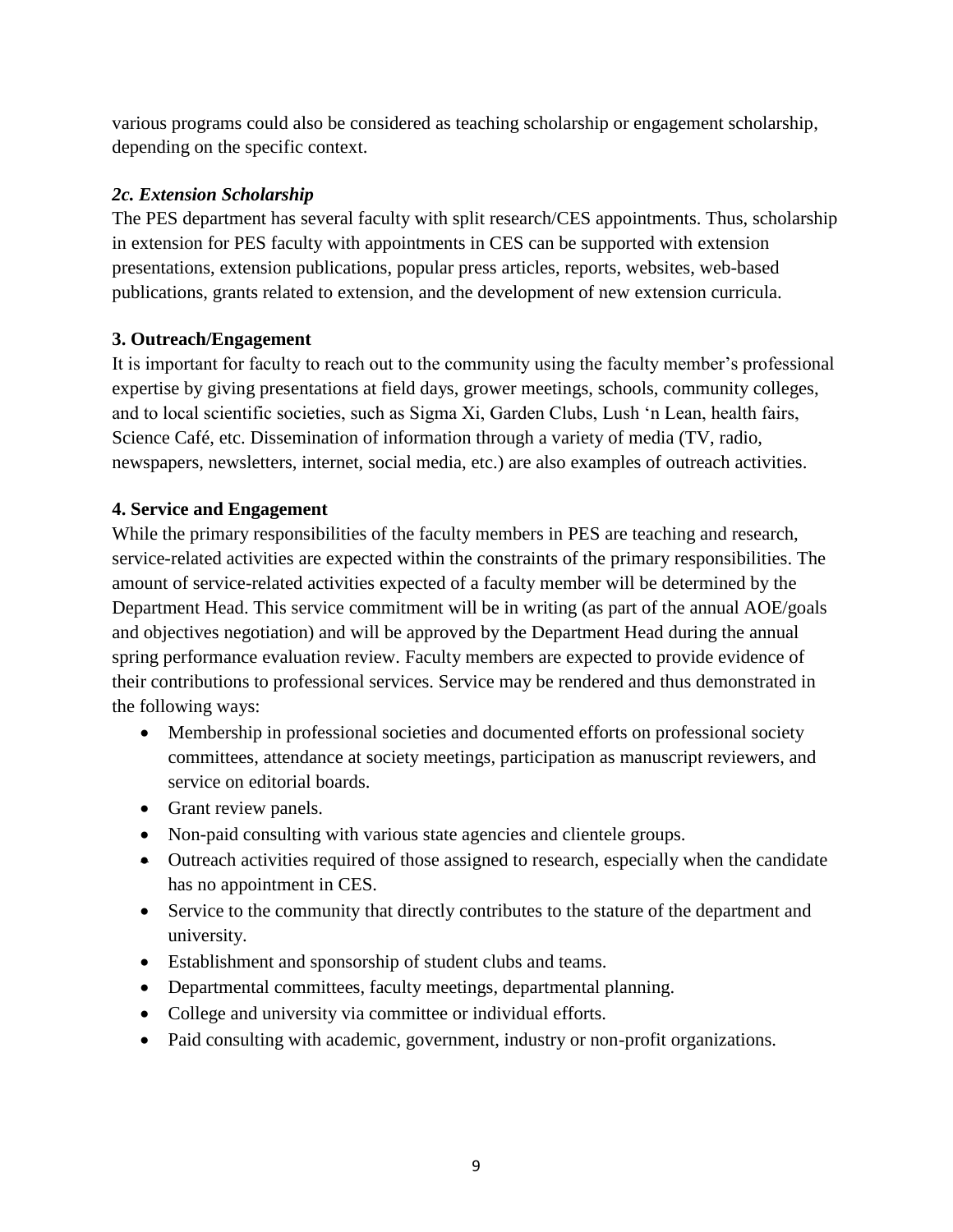various programs could also be considered as teaching scholarship or engagement scholarship, depending on the specific context.

### *2c. Extension Scholarship*

The PES department has several faculty with split research/CES appointments. Thus, scholarship in extension for PES faculty with appointments in CES can be supported with extension presentations, extension publications, popular press articles, reports, websites, web-based publications, grants related to extension, and the development of new extension curricula.

## 3. Outreach/Engagement

It is important for faculty to reach out to the community using the faculty member's professional expertise by giving presentations at field days, grower meetings, schools, community colleges, and to local scientific societies, such as Sigma Xi, Garden Clubs, Lush 'n Lean, health fairs, Science Café, etc. Dissemination of information through a variety of media (TV, radio, newspapers, newsletters, internet, social media, etc.) are also examples of outreach activities.

## 4. Service and Engagement

While the primary responsibilities of the faculty members in PES are teaching and research, service-related activities are expected within the constraints of the primary responsibilities. The amount of service-related activities expected of a faculty member will be determined by the Department Head. This service commitment will be in writing (as part of the annual AOE/goals and objectives negotiation) and will be approved by the Department Head during the annual spring performance evaluation review. Faculty members are expected to provide evidence of their contributions to professional services. Service may be rendered and thus demonstrated in the following ways:

- Membership in professional societies and documented efforts on professional society committees, attendance at society meetings, participation as manuscript reviewers, and service on editorial boards.
- Grant review panels.
- Non-paid consulting with various state agencies and clientele groups.
- Outreach activities required of those assigned to research, especially when the candidate has no appointment in CES.
- Service to the community that directly contributes to the stature of the department and university.
- Establishment and sponsorship of student clubs and teams.
- Departmental committees, faculty meetings, departmental planning.
- College and university via committee or individual efforts.
- Paid consulting with academic, government, industry or non-profit organizations.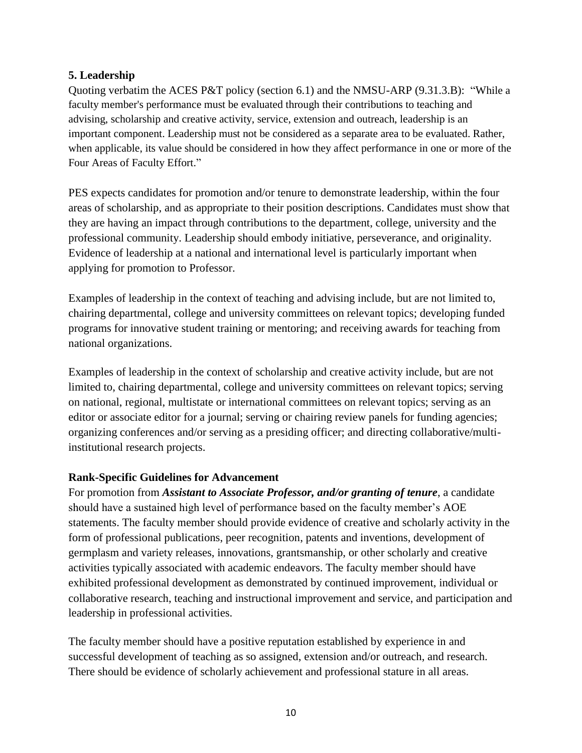**5. Leadership**

Quoting verbatim the ACES P&T policy (section 6.1) and the NMSU-ARP (9.31.3.B): "While a faculty member's performance must be evaluated through their contributions to teaching and advising, scholarship and creative activity, service, extension and outreach, leadership is an important component. Leadership must not be considered as a separate area to be evaluated. Rather, when applicable, its value should be considered in how they affect performance in one or more of the Four Areas of Faculty Effort."

PES expects candidates for promotion and/or tenure to demonstrate leadership, within the four areas of scholarship, and as appropriate to their position descriptions. Candidates must show that they are having an impact through contributions to the department, college, university and the professional community. Leadership should embody initiative, perseverance, and originality. Evidence of leadership at a national and international level is particularly important when applying for promotion to Professor.

Examples of leadership in the context of teaching and advising include, but are not limited to, chairing departmental, college and university committees on relevant topics; developing funded programs for innovative student training or mentoring; and receiving awards for teaching from national organizations.

Examples of leadership in the context of scholarship and creative activity include, but are not limited to, chairing departmental, college and university committees on relevant topics; serving on national, regional, multistate or international committees on relevant topics; serving as an editor or associate editor for a journal; serving or chairing review panels for funding agencies; organizing conferences and/or serving as a presiding officer; and directing collaborative/multi-institutional research projects.

**Rank-Specific Guidelines for Advancement**

For promotion from ***Assistant to Associate Professor, and/or granting of tenure***, a candidate should have a sustained high level of performance based on the faculty member's AOE statements. The faculty member should provide evidence of creative and scholarly activity in the form of professional publications, peer recognition, patents and inventions, development of germplasm and variety releases, innovations, grantsmanship, or other scholarly and creative activities typically associated with academic endeavors. The faculty member should have exhibited professional development as demonstrated by continued improvement, individual or collaborative research, teaching and instructional improvement and service, and participation and leadership in professional activities.

The faculty member should have a positive reputation established by experience in and successful development of teaching as so assigned, extension and/or outreach, and research. There should be evidence of scholarly achievement and professional stature in all areas.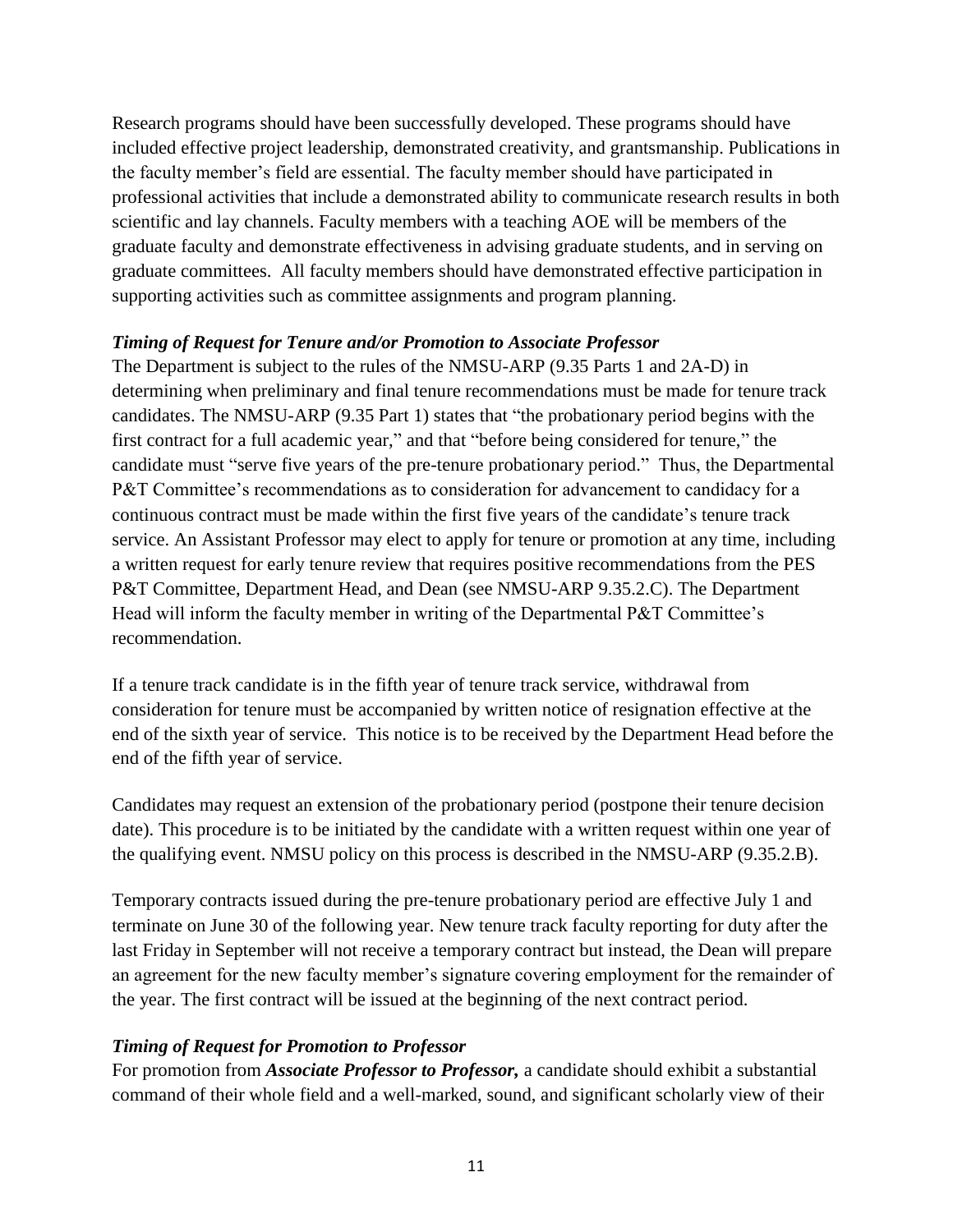Research programs should have been successfully developed. These programs should have included effective project leadership, demonstrated creativity, and grantsmanship. Publications in the faculty member's field are essential. The faculty member should have participated in professional activities that include a demonstrated ability to communicate research results in both scientific and lay channels. Faculty members with a teaching AOE will be members of the graduate faculty and demonstrate effectiveness in advising graduate students, and in serving on graduate committees. All faculty members should have demonstrated effective participation in supporting activities such as committee assignments and program planning.

### *Timing of Request for Tenure and/or Promotion to Associate Professor*

The Department is subject to the rules of the NMSU-ARP (9.35 Parts 1 and 2A-D) in determining when preliminary and final tenure recommendations must be made for tenure track candidates. The NMSU-ARP (9.35 Part 1) states that "the probationary period begins with the first contract for a full academic year," and that "before being considered for tenure," the candidate must "serve five years of the pre-tenure probationary period." Thus, the Departmental P&T Committee's recommendations as to consideration for advancement to candidacy for a continuous contract must be made within the first five years of the candidate's tenure track service. An Assistant Professor may elect to apply for tenure or promotion at any time, including a written request for early tenure review that requires positive recommendations from the PES P&T Committee, Department Head, and Dean (see NMSU-ARP 9.35.2.C). The Department Head will inform the faculty member in writing of the Departmental P&T Committee's recommendation.

If a tenure track candidate is in the fifth year of tenure track service, withdrawal from consideration for tenure must be accompanied by written notice of resignation effective at the end of the sixth year of service. This notice is to be received by the Department Head before the end of the fifth year of service.

Candidates may request an extension of the probationary period (postpone their tenure decision date). This procedure is to be initiated by the candidate with a written request within one year of the qualifying event. NMSU policy on this process is described in the NMSU-ARP (9.35.2.B).

Temporary contracts issued during the pre-tenure probationary period are effective July 1 and terminate on June 30 of the following year. New tenure track faculty reporting for duty after the last Friday in September will not receive a temporary contract but instead, the Dean will prepare an agreement for the new faculty member's signature covering employment for the remainder of the year. The first contract will be issued at the beginning of the next contract period.

### *Timing of Request for Promotion to Professor*

For promotion from ***Associate Professor to Professor,*** a candidate should exhibit a substantial command of their whole field and a well-marked, sound, and significant scholarly view of their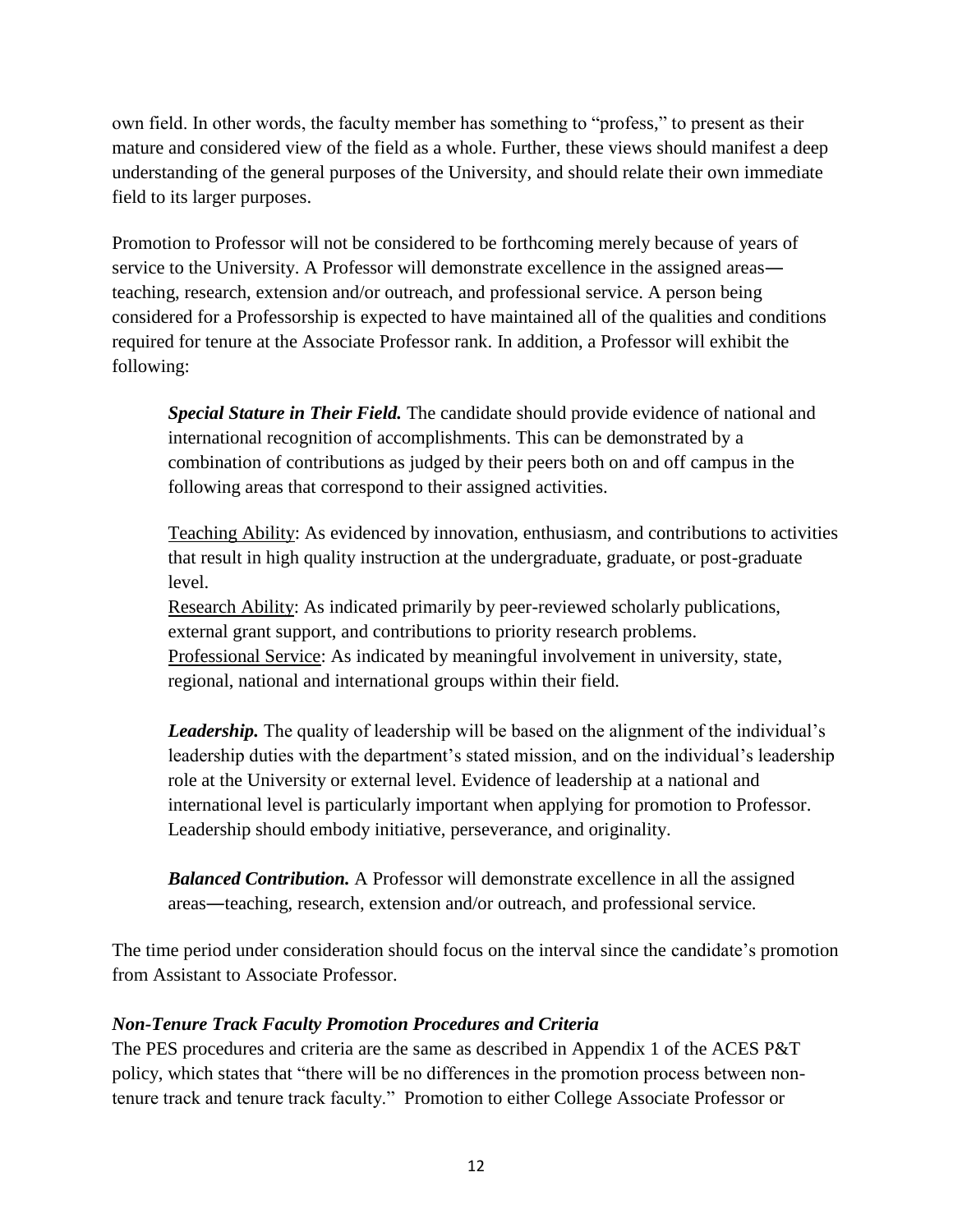own field. In other words, the faculty member has something to "profess," to present as their mature and considered view of the field as a whole. Further, these views should manifest a deep understanding of the general purposes of the University, and should relate their own immediate field to its larger purposes.

Promotion to Professor will not be considered to be forthcoming merely because of years of service to the University. A Professor will demonstrate excellence in the assigned areas—teaching, research, extension and/or outreach, and professional service. A person being considered for a Professorship is expected to have maintained all of the qualities and conditions required for tenure at the Associate Professor rank. In addition, a Professor will exhibit the following:

> ***Special Stature in Their Field.*** The candidate should provide evidence of national and international recognition of accomplishments. This can be demonstrated by a combination of contributions as judged by their peers both on and off campus in the following areas that correspond to their assigned activities.
>
> Teaching Ability: As evidenced by innovation, enthusiasm, and contributions to activities that result in high quality instruction at the undergraduate, graduate, or post-graduate level.
> Research Ability: As indicated primarily by peer-reviewed scholarly publications, external grant support, and contributions to priority research problems.
> Professional Service: As indicated by meaningful involvement in university, state, regional, national and international groups within their field.
>
> ***Leadership.*** The quality of leadership will be based on the alignment of the individual's leadership duties with the department's stated mission, and on the individual's leadership role at the University or external level. Evidence of leadership at a national and international level is particularly important when applying for promotion to Professor. Leadership should embody initiative, perseverance, and originality.
>
> ***Balanced Contribution.*** A Professor will demonstrate excellence in all the assigned areas—teaching, research, extension and/or outreach, and professional service.

The time period under consideration should focus on the interval since the candidate's promotion from Assistant to Associate Professor.

### *Non-Tenure Track Faculty Promotion Procedures and Criteria*

The PES procedures and criteria are the same as described in Appendix 1 of the ACES P&T policy, which states that "there will be no differences in the promotion process between non-tenure track and tenure track faculty." Promotion to either College Associate Professor or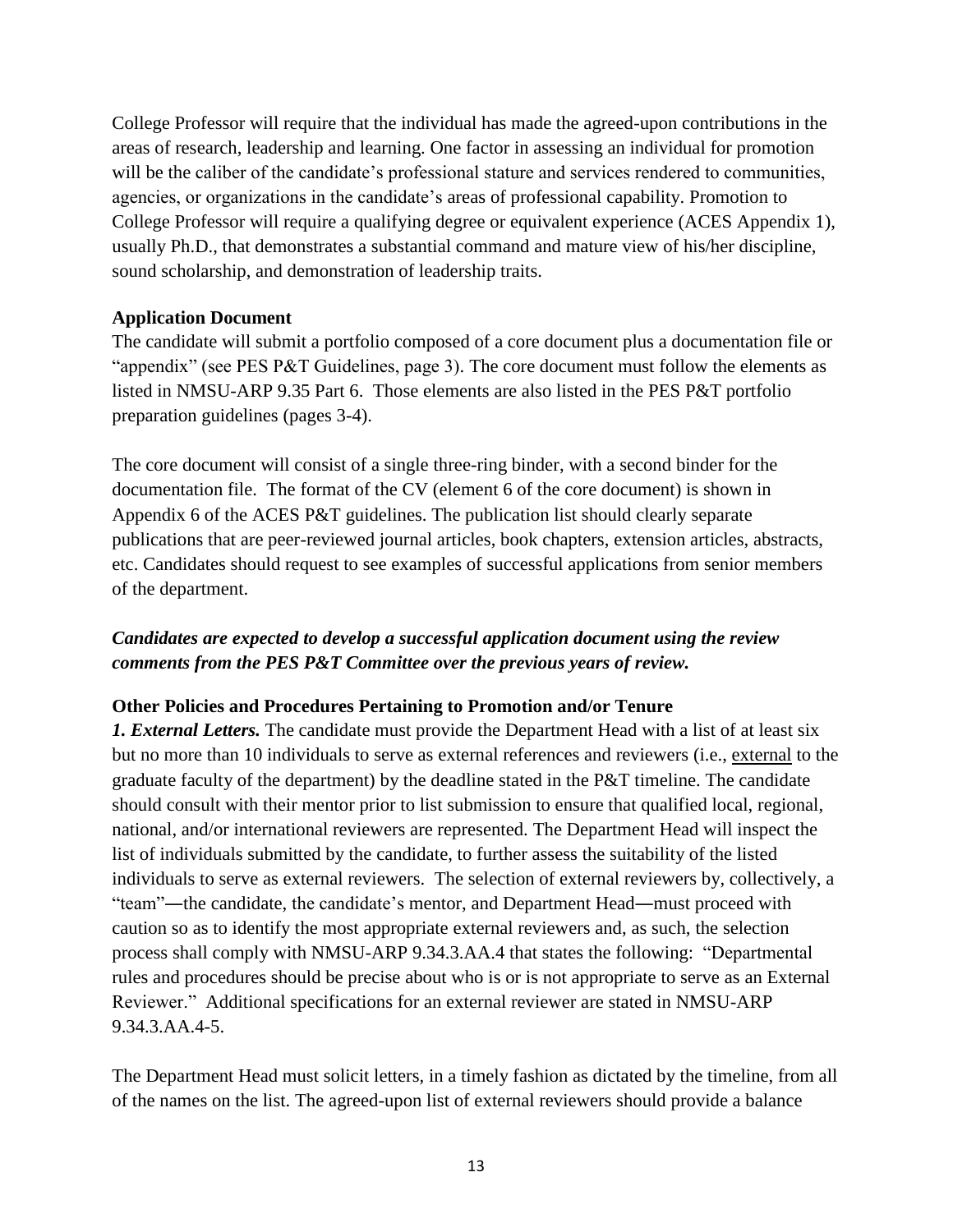College Professor will require that the individual has made the agreed-upon contributions in the areas of research, leadership and learning. One factor in assessing an individual for promotion will be the caliber of the candidate's professional stature and services rendered to communities, agencies, or organizations in the candidate's areas of professional capability. Promotion to College Professor will require a qualifying degree or equivalent experience (ACES Appendix 1), usually Ph.D., that demonstrates a substantial command and mature view of his/her discipline, sound scholarship, and demonstration of leadership traits.

**Application Document**

The candidate will submit a portfolio composed of a core document plus a documentation file or "appendix" (see PES P&T Guidelines, page 3). The core document must follow the elements as listed in NMSU-ARP 9.35 Part 6. Those elements are also listed in the PES P&T portfolio preparation guidelines (pages 3-4).

The core document will consist of a single three-ring binder, with a second binder for the documentation file. The format of the CV (element 6 of the core document) is shown in Appendix 6 of the ACES P&T guidelines. The publication list should clearly separate publications that are peer-reviewed journal articles, book chapters, extension articles, abstracts, etc. Candidates should request to see examples of successful applications from senior members of the department.

***Candidates are expected to develop a successful application document using the review comments from the PES P&T Committee over the previous years of review.***

**Other Policies and Procedures Pertaining to Promotion and/or Tenure**

***1. External Letters.*** The candidate must provide the Department Head with a list of at least six but no more than 10 individuals to serve as external references and reviewers (i.e., <u>external</u> to the graduate faculty of the department) by the deadline stated in the P&T timeline. The candidate should consult with their mentor prior to list submission to ensure that qualified local, regional, national, and/or international reviewers are represented. The Department Head will inspect the list of individuals submitted by the candidate, to further assess the suitability of the listed individuals to serve as external reviewers. The selection of external reviewers by, collectively, a "team"—the candidate, the candidate's mentor, and Department Head—must proceed with caution so as to identify the most appropriate external reviewers and, as such, the selection process shall comply with NMSU-ARP 9.34.3.AA.4 that states the following: "Departmental rules and procedures should be precise about who is or is not appropriate to serve as an External Reviewer." Additional specifications for an external reviewer are stated in NMSU-ARP 9.34.3.AA.4-5.

The Department Head must solicit letters, in a timely fashion as dictated by the timeline, from all of the names on the list. The agreed-upon list of external reviewers should provide a balance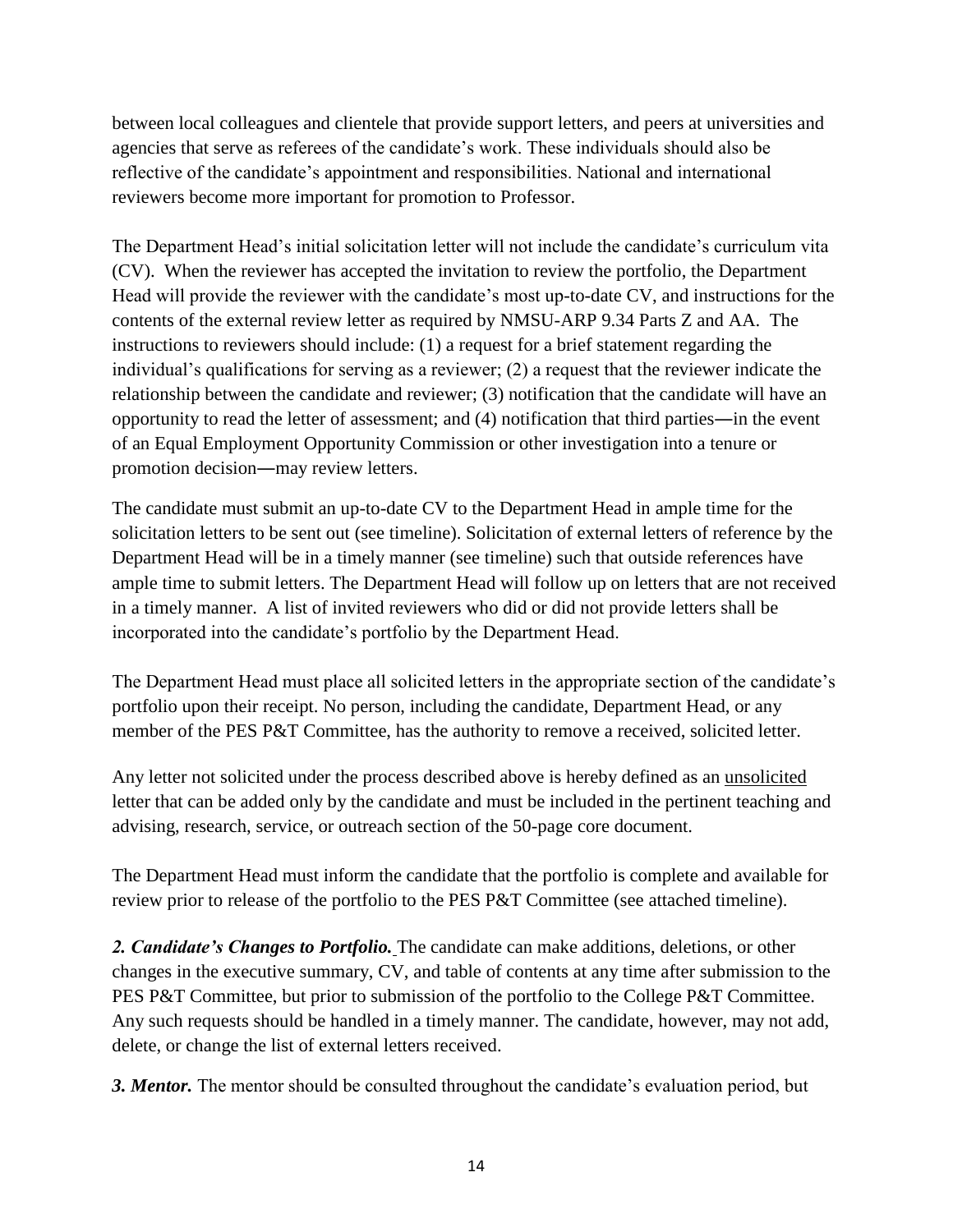between local colleagues and clientele that provide support letters, and peers at universities and agencies that serve as referees of the candidate's work. These individuals should also be reflective of the candidate's appointment and responsibilities. National and international reviewers become more important for promotion to Professor.

The Department Head's initial solicitation letter will not include the candidate's curriculum vita (CV). When the reviewer has accepted the invitation to review the portfolio, the Department Head will provide the reviewer with the candidate's most up-to-date CV, and instructions for the contents of the external review letter as required by NMSU-ARP 9.34 Parts Z and AA. The instructions to reviewers should include: (1) a request for a brief statement regarding the individual's qualifications for serving as a reviewer; (2) a request that the reviewer indicate the relationship between the candidate and reviewer; (3) notification that the candidate will have an opportunity to read the letter of assessment; and (4) notification that third parties—in the event of an Equal Employment Opportunity Commission or other investigation into a tenure or promotion decision—may review letters.

The candidate must submit an up-to-date CV to the Department Head in ample time for the solicitation letters to be sent out (see timeline). Solicitation of external letters of reference by the Department Head will be in a timely manner (see timeline) such that outside references have ample time to submit letters. The Department Head will follow up on letters that are not received in a timely manner. A list of invited reviewers who did or did not provide letters shall be incorporated into the candidate's portfolio by the Department Head.

The Department Head must place all solicited letters in the appropriate section of the candidate's portfolio upon their receipt. No person, including the candidate, Department Head, or any member of the PES P&T Committee, has the authority to remove a received, solicited letter.

Any letter not solicited under the process described above is hereby defined as an unsolicited letter that can be added only by the candidate and must be included in the pertinent teaching and advising, research, service, or outreach section of the 50-page core document.

The Department Head must inform the candidate that the portfolio is complete and available for review prior to release of the portfolio to the PES P&T Committee (see attached timeline).

***2. Candidate's Changes to Portfolio.*** The candidate can make additions, deletions, or other changes in the executive summary, CV, and table of contents at any time after submission to the PES P&T Committee, but prior to submission of the portfolio to the College P&T Committee. Any such requests should be handled in a timely manner. The candidate, however, may not add, delete, or change the list of external letters received.

***3. Mentor.*** The mentor should be consulted throughout the candidate's evaluation period, but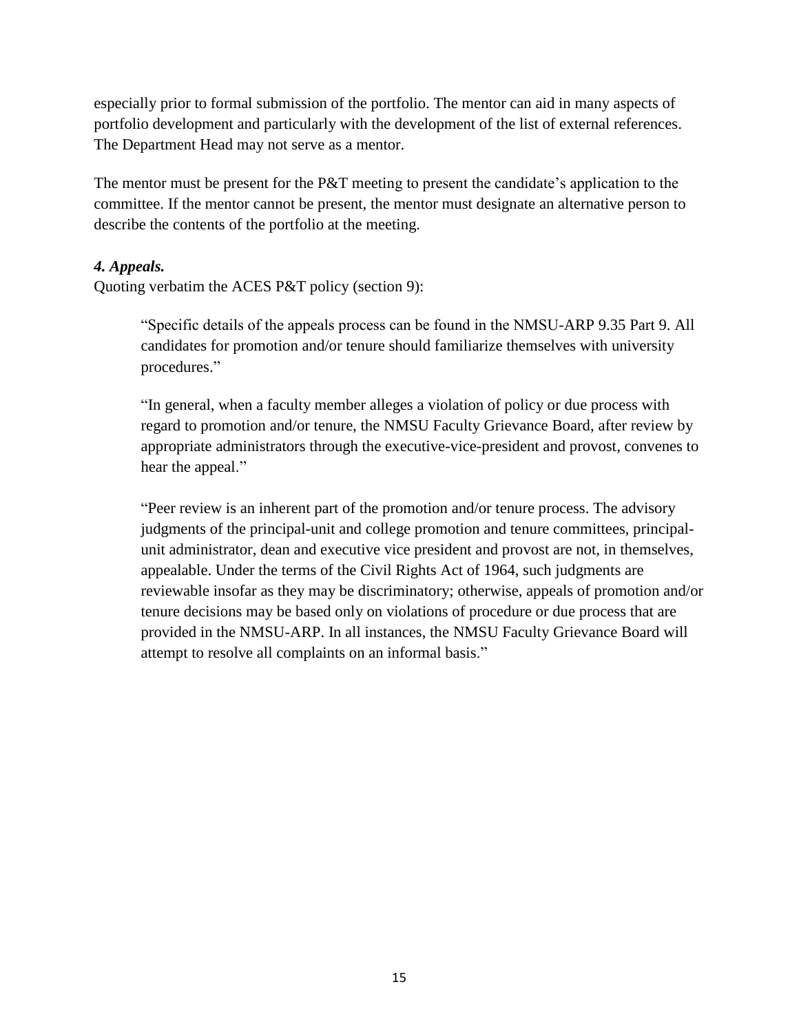especially prior to formal submission of the portfolio. The mentor can aid in many aspects of portfolio development and particularly with the development of the list of external references. The Department Head may not serve as a mentor.

The mentor must be present for the P&T meeting to present the candidate's application to the committee. If the mentor cannot be present, the mentor must designate an alternative person to describe the contents of the portfolio at the meeting.

***4. Appeals.***

Quoting verbatim the ACES P&T policy (section 9):

> "Specific details of the appeals process can be found in the NMSU-ARP 9.35 Part 9. All candidates for promotion and/or tenure should familiarize themselves with university procedures."
>
> "In general, when a faculty member alleges a violation of policy or due process with regard to promotion and/or tenure, the NMSU Faculty Grievance Board, after review by appropriate administrators through the executive-vice-president and provost, convenes to hear the appeal."
>
> "Peer review is an inherent part of the promotion and/or tenure process. The advisory judgments of the principal-unit and college promotion and tenure committees, principal-unit administrator, dean and executive vice president and provost are not, in themselves, appealable. Under the terms of the Civil Rights Act of 1964, such judgments are reviewable insofar as they may be discriminatory; otherwise, appeals of promotion and/or tenure decisions may be based only on violations of procedure or due process that are provided in the NMSU-ARP. In all instances, the NMSU Faculty Grievance Board will attempt to resolve all complaints on an informal basis."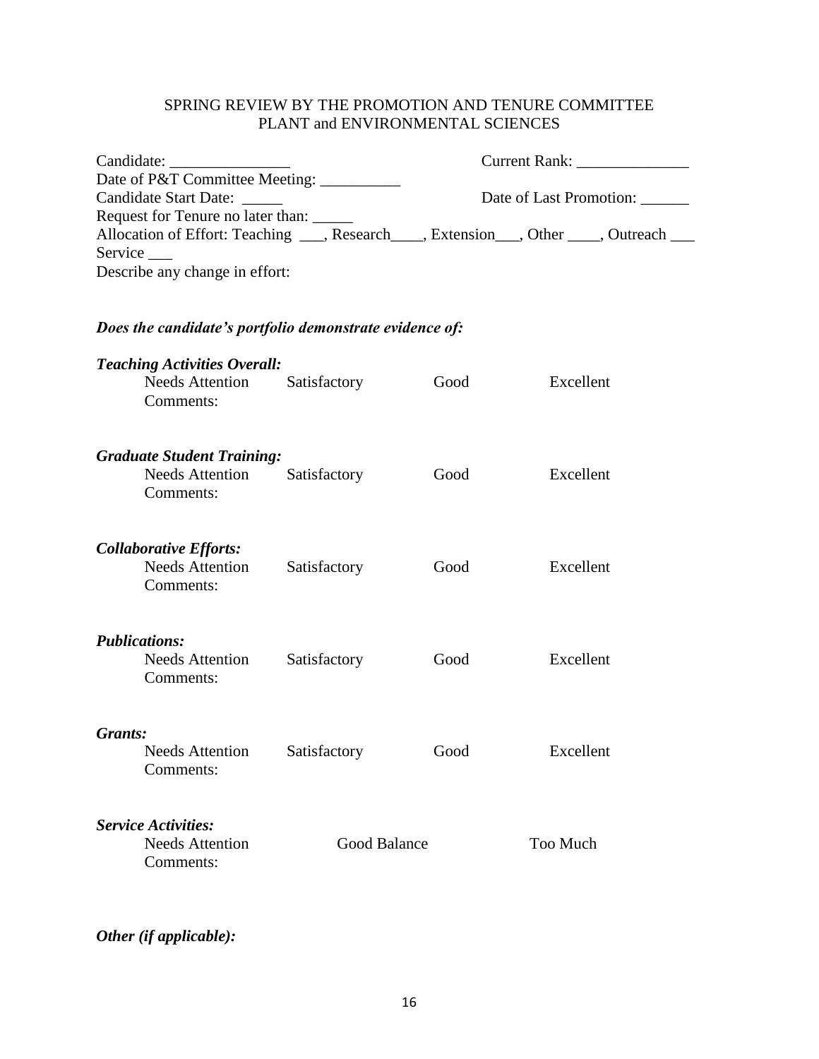SPRING REVIEW BY THE PROMOTION AND TENURE COMMITTEE
PLANT and ENVIRONMENTAL SCIENCES

Candidate: _______________ Current Rank: ______________
Date of P&T Committee Meeting: __________
Candidate Start Date: _____ Date of Last Promotion: ______
Request for Tenure no later than: _____
Allocation of Effort: Teaching ___, Research____, Extension___, Other ____, Outreach ___ Service ___
Describe any change in effort:

***Does the candidate's portfolio demonstrate evidence of:***

***Teaching Activities Overall:***
Needs Attention Satisfactory Good Excellent
Comments:

***Graduate Student Training:***
Needs Attention Satisfactory Good Excellent
Comments:

***Collaborative Efforts:***
Needs Attention Satisfactory Good Excellent
Comments:

***Publications:***
Needs Attention Satisfactory Good Excellent
Comments:

***Grants:***
Needs Attention Satisfactory Good Excellent
Comments:

***Service Activities:***
Needs Attention Good Balance Too Much
Comments:

***Other (if applicable):***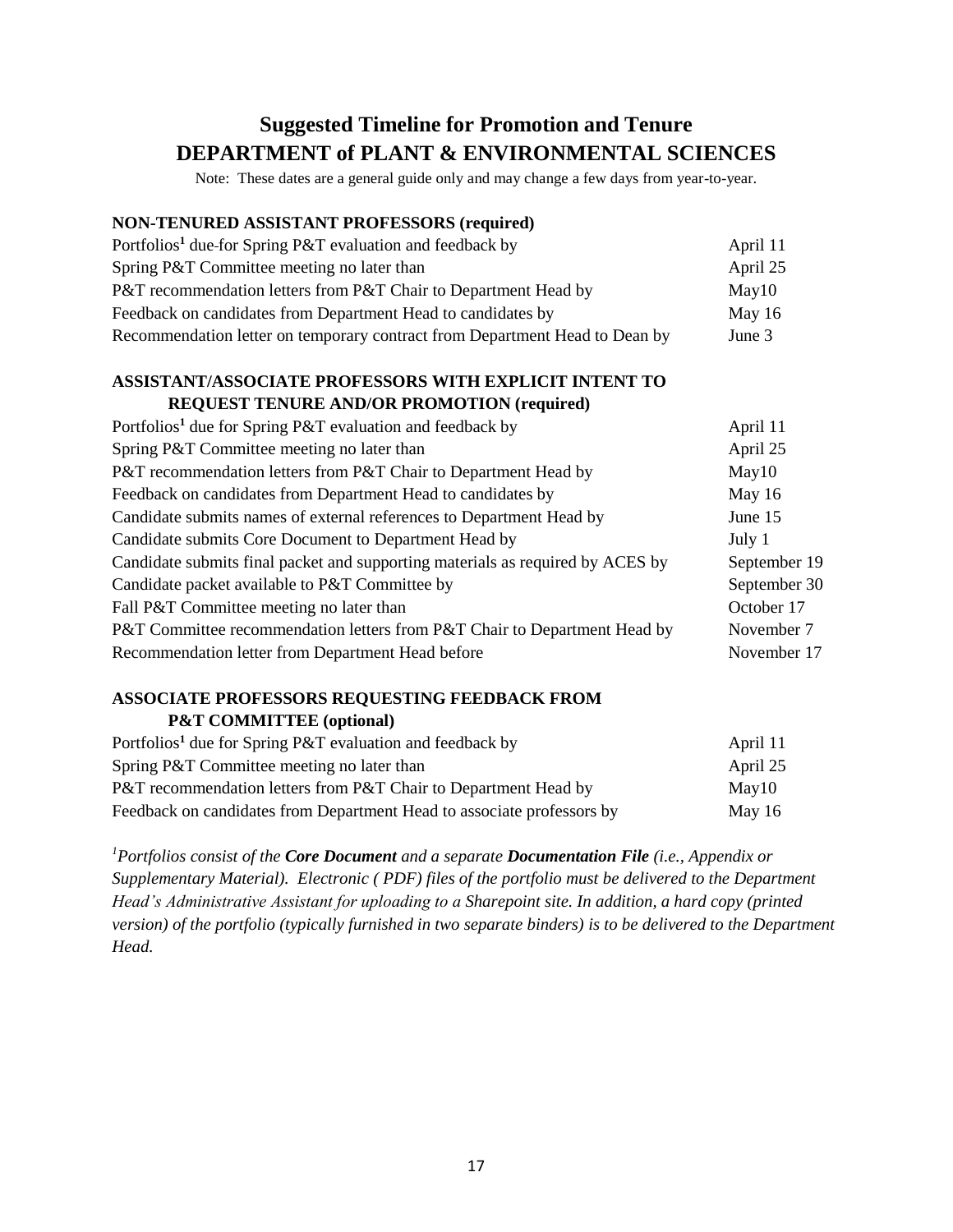# Suggested Timeline for Promotion and Tenure
# DEPARTMENT of PLANT & ENVIRONMENTAL SCIENCES

Note: These dates are a general guide only and may change a few days from year-to-year.

### NON-TENURED ASSISTANT PROFESSORS (required)

| | |
|---|---|
| Portfolios[1] due-for Spring P&T evaluation and feedback by | April 11 |
| Spring P&T Committee meeting no later than | April 25 |
| P&T recommendation letters from P&T Chair to Department Head by | May10 |
| Feedback on candidates from Department Head to candidates by | May 16 |
| Recommendation letter on temporary contract from Department Head to Dean by | June 3 |

### ASSISTANT/ASSOCIATE PROFESSORS WITH EXPLICIT INTENT TO REQUEST TENURE AND/OR PROMOTION (required)

| | |
|---|---|
| Portfolios[1] due for Spring P&T evaluation and feedback by | April 11 |
| Spring P&T Committee meeting no later than | April 25 |
| P&T recommendation letters from P&T Chair to Department Head by | May10 |
| Feedback on candidates from Department Head to candidates by | May 16 |
| Candidate submits names of external references to Department Head by | June 15 |
| Candidate submits Core Document to Department Head by | July 1 |
| Candidate submits final packet and supporting materials as required by ACES by | September 19 |
| Candidate packet available to P&T Committee by | September 30 |
| Fall P&T Committee meeting no later than | October 17 |
| P&T Committee recommendation letters from P&T Chair to Department Head by | November 7 |
| Recommendation letter from Department Head before | November 17 |

### ASSOCIATE PROFESSORS REQUESTING FEEDBACK FROM P&T COMMITTEE (optional)

| | |
|---|---|
| Portfolios[1] due for Spring P&T evaluation and feedback by | April 11 |
| Spring P&T Committee meeting no later than | April 25 |
| P&T recommendation letters from P&T Chair to Department Head by | May10 |
| Feedback on candidates from Department Head to associate professors by | May 16 |

[1] *Portfolios consist of the **Core Document** and a separate **Documentation File** (i.e., Appendix or Supplementary Material). Electronic ( PDF) files of the portfolio must be delivered to the Department Head's Administrative Assistant for uploading to a Sharepoint site. In addition, a hard copy (printed version) of the portfolio (typically furnished in two separate binders) is to be delivered to the Department Head.*